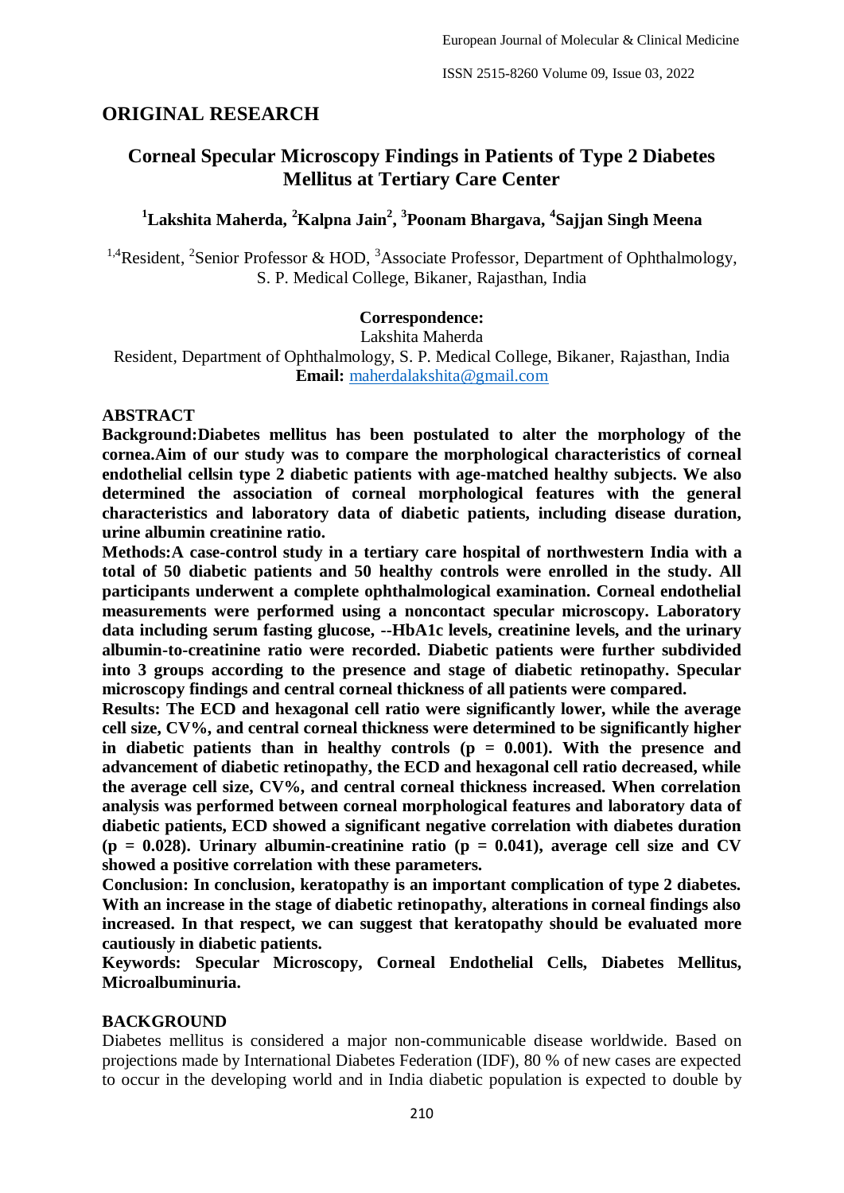## ORIGINAL RESEARCH

# Corneal Specular Microscopy Findings in Patients of Type 2 Diabetes Mellitus at Tertiary Care Center

**[1]Lakshita Maherda, [2]Kalpna Jain[2], [3]Poonam Bhargava, [4]Sajjan Singh Meena**

[1,4]Resident, [2]Senior Professor & HOD, [3]Associate Professor, Department of Ophthalmology, S. P. Medical College, Bikaner, Rajasthan, India

**Correspondence:**
Lakshita Maherda
Resident, Department of Ophthalmology, S. P. Medical College, Bikaner, Rajasthan, India
**Email:** maherdalakshita@gmail.com

## ABSTRACT

**Background:Diabetes mellitus has been postulated to alter the morphology of the cornea.Aim of our study was to compare the morphological characteristics of corneal endothelial cellsin type 2 diabetic patients with age-matched healthy subjects. We also determined the association of corneal morphological features with the general characteristics and laboratory data of diabetic patients, including disease duration, urine albumin creatinine ratio.**

**Methods:A case-control study in a tertiary care hospital of northwestern India with a total of 50 diabetic patients and 50 healthy controls were enrolled in the study. All participants underwent a complete ophthalmological examination. Corneal endothelial measurements were performed using a noncontact specular microscopy. Laboratory data including serum fasting glucose, --HbA1c levels, creatinine levels, and the urinary albumin-to-creatinine ratio were recorded. Diabetic patients were further subdivided into 3 groups according to the presence and stage of diabetic retinopathy. Specular microscopy findings and central corneal thickness of all patients were compared.**

**Results: The ECD and hexagonal cell ratio were significantly lower, while the average cell size, CV%, and central corneal thickness were determined to be significantly higher in diabetic patients than in healthy controls ($p = 0.001$). With the presence and advancement of diabetic retinopathy, the ECD and hexagonal cell ratio decreased, while the average cell size, CV%, and central corneal thickness increased. When correlation analysis was performed between corneal morphological features and laboratory data of diabetic patients, ECD showed a significant negative correlation with diabetes duration ($p = 0.028$). Urinary albumin-creatinine ratio ($p = 0.041$), average cell size and CV showed a positive correlation with these parameters.**

**Conclusion: In conclusion, keratopathy is an important complication of type 2 diabetes. With an increase in the stage of diabetic retinopathy, alterations in corneal findings also increased. In that respect, we can suggest that keratopathy should be evaluated more cautiously in diabetic patients.**

**Keywords: Specular Microscopy, Corneal Endothelial Cells, Diabetes Mellitus, Microalbuminuria.**

## BACKGROUND

Diabetes mellitus is considered a major non-communicable disease worldwide. Based on projections made by International Diabetes Federation (IDF), 80 % of new cases are expected to occur in the developing world and in India diabetic population is expected to double by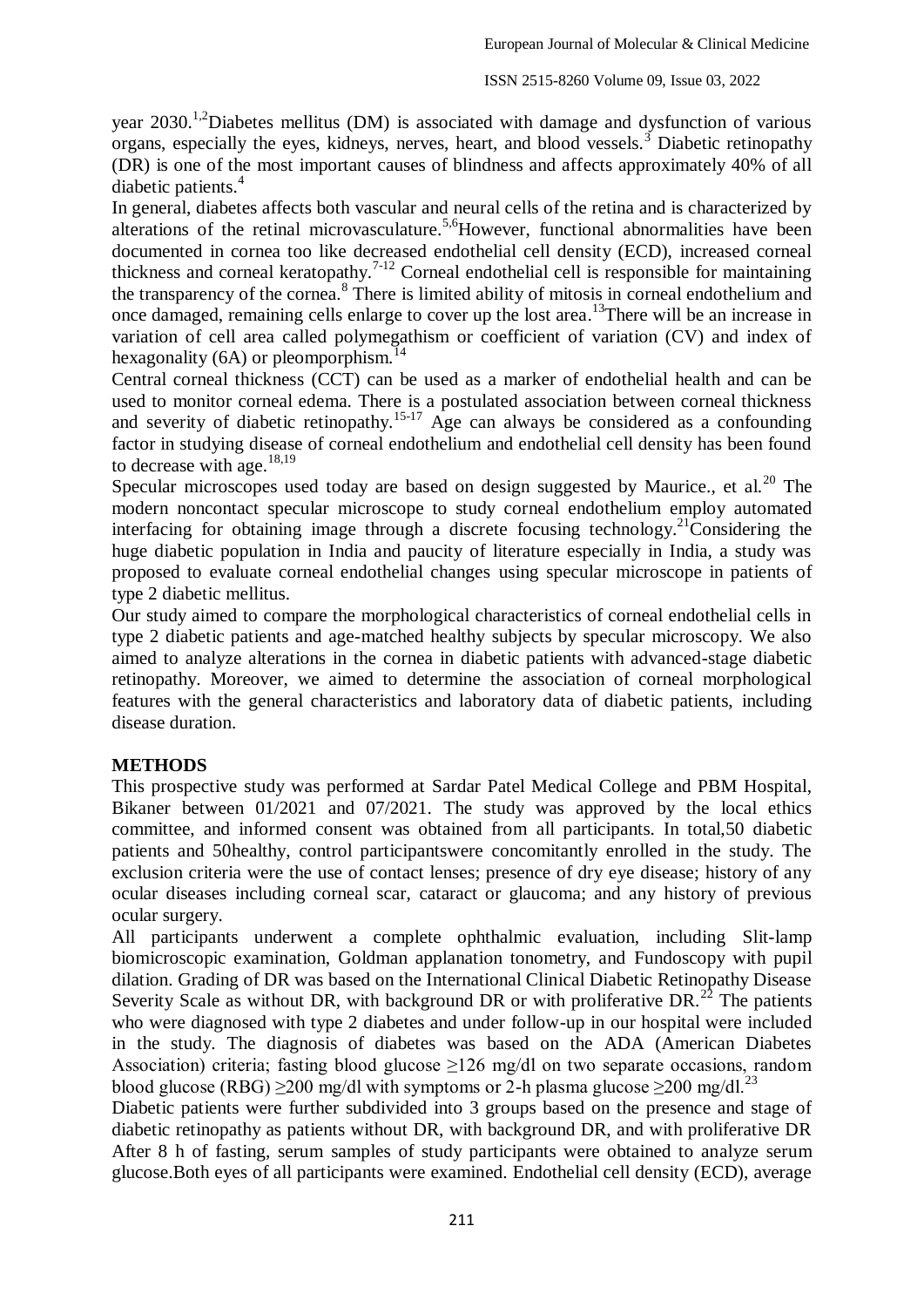year 2030.[1,2] Diabetes mellitus (DM) is associated with damage and dysfunction of various organs, especially the eyes, kidneys, nerves, heart, and blood vessels.[3] Diabetic retinopathy (DR) is one of the most important causes of blindness and affects approximately 40% of all diabetic patients.[4]

In general, diabetes affects both vascular and neural cells of the retina and is characterized by alterations of the retinal microvasculature.[5,6] However, functional abnormalities have been documented in cornea too like decreased endothelial cell density (ECD), increased corneal thickness and corneal keratopathy.[7-12] Corneal endothelial cell is responsible for maintaining the transparency of the cornea.[8] There is limited ability of mitosis in corneal endothelium and once damaged, remaining cells enlarge to cover up the lost area.[13] There will be an increase in variation of cell area called polymegathism or coefficient of variation (CV) and index of hexagonality (6A) or pleomporphism.[14]

Central corneal thickness (CCT) can be used as a marker of endothelial health and can be used to monitor corneal edema. There is a postulated association between corneal thickness and severity of diabetic retinopathy.[15-17] Age can always be considered as a confounding factor in studying disease of corneal endothelium and endothelial cell density has been found to decrease with age.[18,19]

Specular microscopes used today are based on design suggested by Maurice., et al.[20] The modern noncontact specular microscope to study corneal endothelium employ automated interfacing for obtaining image through a discrete focusing technology.[21] Considering the huge diabetic population in India and paucity of literature especially in India, a study was proposed to evaluate corneal endothelial changes using specular microscope in patients of type 2 diabetic mellitus.

Our study aimed to compare the morphological characteristics of corneal endothelial cells in type 2 diabetic patients and age-matched healthy subjects by specular microscopy. We also aimed to analyze alterations in the cornea in diabetic patients with advanced-stage diabetic retinopathy. Moreover, we aimed to determine the association of corneal morphological features with the general characteristics and laboratory data of diabetic patients, including disease duration.

## METHODS

This prospective study was performed at Sardar Patel Medical College and PBM Hospital, Bikaner between 01/2021 and 07/2021. The study was approved by the local ethics committee, and informed consent was obtained from all participants. In total,50 diabetic patients and 50healthy, control participantswere concomitantly enrolled in the study. The exclusion criteria were the use of contact lenses; presence of dry eye disease; history of any ocular diseases including corneal scar, cataract or glaucoma; and any history of previous ocular surgery.

All participants underwent a complete ophthalmic evaluation, including Slit-lamp biomicroscopic examination, Goldman applanation tonometry, and Fundoscopy with pupil dilation. Grading of DR was based on the International Clinical Diabetic Retinopathy Disease Severity Scale as without DR, with background DR or with proliferative DR.[22] The patients who were diagnosed with type 2 diabetes and under follow-up in our hospital were included in the study. The diagnosis of diabetes was based on the ADA (American Diabetes Association) criteria; fasting blood glucose ≥126 mg/dl on two separate occasions, random blood glucose (RBG) ≥200 mg/dl with symptoms or 2-h plasma glucose ≥200 mg/dl.[23]

Diabetic patients were further subdivided into 3 groups based on the presence and stage of diabetic retinopathy as patients without DR, with background DR, and with proliferative DR After 8 h of fasting, serum samples of study participants were obtained to analyze serum glucose.Both eyes of all participants were examined. Endothelial cell density (ECD), average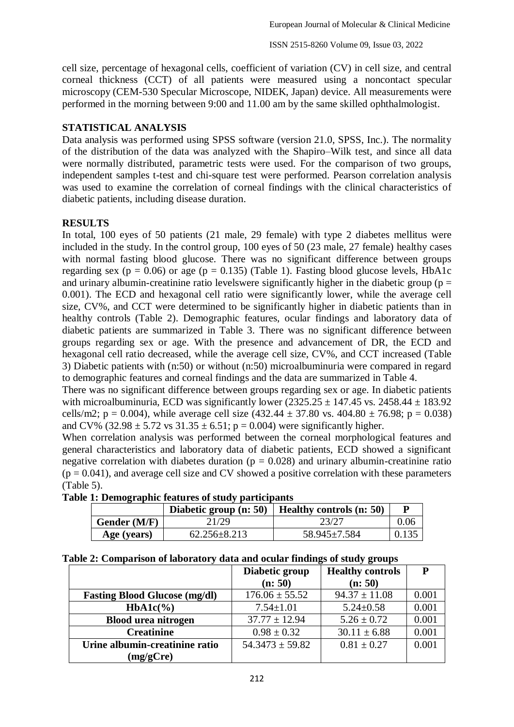cell size, percentage of hexagonal cells, coefficient of variation (CV) in cell size, and central corneal thickness (CCT) of all patients were measured using a noncontact specular microscopy (CEM-530 Specular Microscope, NIDEK, Japan) device. All measurements were performed in the morning between 9:00 and 11.00 am by the same skilled ophthalmologist.

## STATISTICAL ANALYSIS

Data analysis was performed using SPSS software (version 21.0, SPSS, Inc.). The normality of the distribution of the data was analyzed with the Shapiro–Wilk test, and since all data were normally distributed, parametric tests were used. For the comparison of two groups, independent samples t-test and chi-square test were performed. Pearson correlation analysis was used to examine the correlation of corneal findings with the clinical characteristics of diabetic patients, including disease duration.

## RESULTS

In total, 100 eyes of 50 patients (21 male, 29 female) with type 2 diabetes mellitus were included in the study. In the control group, 100 eyes of 50 (23 male, 27 female) healthy cases with normal fasting blood glucose. There was no significant difference between groups regarding sex ($p = 0.06$) or age ($p = 0.135$) (Table 1). Fasting blood glucose levels, HbA1c and urinary albumin-creatinine ratio levelswere significantly higher in the diabetic group ($p = 0.001$). The ECD and hexagonal cell ratio were significantly lower, while the average cell size, CV%, and CCT were determined to be significantly higher in diabetic patients than in healthy controls (Table 2). Demographic features, ocular findings and laboratory data of diabetic patients are summarized in Table 3. There was no significant difference between groups regarding sex or age. With the presence and advancement of DR, the ECD and hexagonal cell ratio decreased, while the average cell size, CV%, and CCT increased (Table 3) Diabetic patients with (n:50) or without (n:50) microalbuminuria were compared in regard to demographic features and corneal findings and the data are summarized in Table 4.

There was no significant difference between groups regarding sex or age. In diabetic patients with microalbuminuria, ECD was significantly lower ($2325.25 \pm 147.45$ vs. $2458.44 \pm 183.92$ cells/m2; $p = 0.004$), while average cell size ($432.44 \pm 37.80$ vs. $404.80 \pm 76.98$; $p = 0.038$) and CV% ($32.98 \pm 5.72$ vs $31.35 \pm 6.51$; $p = 0.004$) were significantly higher.

When correlation analysis was performed between the corneal morphological features and general characteristics and laboratory data of diabetic patients, ECD showed a significant negative correlation with diabetes duration ($p = 0.028$) and urinary albumin-creatinine ratio ($p = 0.041$), and average cell size and CV showed a positive correlation with these parameters (Table 5).

**Table 1: Demographic features of study participants**

| | Diabetic group (n: 50) | Healthy controls (n: 50) | P |
|---|---|---|---|
| **Gender (M/F)** | 21/29 | 23/27 | 0.06 |
| **Age (years)** | 62.256±8.213 | 58.945±7.584 | 0.135 |

**Table 2: Comparison of laboratory data and ocular findings of study groups**

| | Diabetic group (n: 50) | Healthy controls (n: 50) | P |
|---|---|---|---|
| **Fasting Blood Glucose (mg/dl)** | 176.06 ± 55.52 | 94.37 ± 11.08 | 0.001 |
| **HbA1c(%)** | 7.54±1.01 | 5.24±0.58 | 0.001 |
| **Blood urea nitrogen** | 37.77 ± 12.94 | 5.26 ± 0.72 | 0.001 |
| **Creatinine** | 0.98 ± 0.32 | 30.11 ± 6.88 | 0.001 |
| **Urine albumin-creatinine ratio (mg/gCre)** | 54.3473 ± 59.82 | 0.81 ± 0.27 | 0.001 |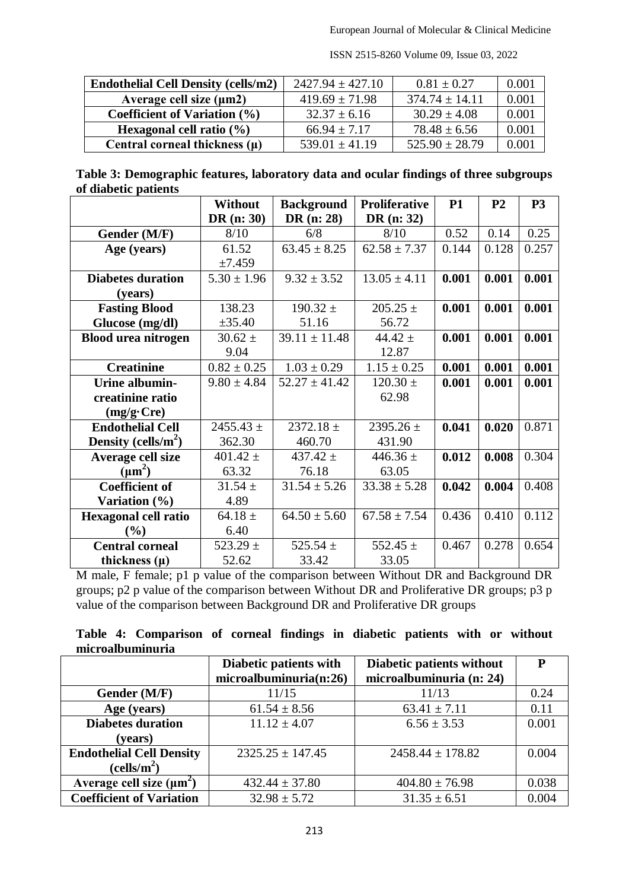| Endothelial Cell Density (cells/m2) | 2427.94 ± 427.10 | 0.81 ± 0.27 | 0.001 |
|---|---|---|---|
| Average cell size (μm2) | 419.69 ± 71.98 | 374.74 ± 14.11 | 0.001 |
| Coefficient of Variation (%) | 32.37 ± 6.16 | 30.29 ± 4.08 | 0.001 |
| Hexagonal cell ratio (%) | 66.94 ± 7.17 | 78.48 ± 6.56 | 0.001 |
| Central corneal thickness (μ) | 539.01 ± 41.19 | 525.90 ± 28.79 | 0.001 |

**Table 3: Demographic features, laboratory data and ocular findings of three subgroups of diabetic patients**

| | Without DR (n: 30) | Background DR (n: 28) | Proliferative DR (n: 32) | P1 | P2 | P3 |
|---|---|---|---|---|---|---|
| Gender (M/F) | 8/10 | 6/8 | 8/10 | 0.52 | 0.14 | 0.25 |
| Age (years) | 61.52 ±7.459 | 63.45 ± 8.25 | 62.58 ± 7.37 | 0.144 | 0.128 | 0.257 |
| Diabetes duration (years) | 5.30 ± 1.96 | 9.32 ± 3.52 | 13.05 ± 4.11 | **0.001** | **0.001** | **0.001** |
| Fasting Blood Glucose (mg/dl) | 138.23 ±35.40 | 190.32 ± 51.16 | 205.25 ± 56.72 | **0.001** | **0.001** | **0.001** |
| Blood urea nitrogen | 30.62 ± 9.04 | 39.11 ± 11.48 | 44.42 ± 12.87 | **0.001** | **0.001** | **0.001** |
| Creatinine | 0.82 ± 0.25 | 1.03 ± 0.29 | 1.15 ± 0.25 | **0.001** | **0.001** | **0.001** |
| Urine albumin-creatinine ratio (mg/g·Cre) | 9.80 ± 4.84 | 52.27 ± 41.42 | 120.30 ± 62.98 | **0.001** | **0.001** | **0.001** |
| Endothelial Cell Density (cells/$m^2$) | 2455.43 ± 362.30 | 2372.18 ± 460.70 | 2395.26 ± 431.90 | **0.041** | **0.020** | 0.871 |
| Average cell size ($\mu m^2$) | 401.42 ± 63.32 | 437.42 ± 76.18 | 446.36 ± 63.05 | **0.012** | **0.008** | 0.304 |
| Coefficient of Variation (%) | 31.54 ± 4.89 | 31.54 ± 5.26 | 33.38 ± 5.28 | **0.042** | **0.004** | 0.408 |
| Hexagonal cell ratio (%) | 64.18 ± 6.40 | 64.50 ± 5.60 | 67.58 ± 7.54 | 0.436 | 0.410 | 0.112 |
| Central corneal thickness (μ) | 523.29 ± 52.62 | 525.54 ± 33.42 | 552.45 ± 33.05 | 0.467 | 0.278 | 0.654 |

M male, F female; p1 p value of the comparison between Without DR and Background DR groups; p2 p value of the comparison between Without DR and Proliferative DR groups; p3 p value of the comparison between Background DR and Proliferative DR groups

**Table 4: Comparison of corneal findings in diabetic patients with or without microalbuminuria**

| | Diabetic patients with microalbuminuria(n:26) | Diabetic patients without microalbuminuria (n: 24) | P |
|---|---|---|---|
| Gender (M/F) | 11/15 | 11/13 | 0.24 |
| Age (years) | 61.54 ± 8.56 | 63.41 ± 7.11 | 0.11 |
| Diabetes duration (years) | 11.12 ± 4.07 | 6.56 ± 3.53 | 0.001 |
| Endothelial Cell Density (cells/$m^2$) | 2325.25 ± 147.45 | 2458.44 ± 178.82 | 0.004 |
| Average cell size ($\mu m^2$) | 432.44 ± 37.80 | 404.80 ± 76.98 | 0.038 |
| Coefficient of Variation | 32.98 ± 5.72 | 31.35 ± 6.51 | 0.004 |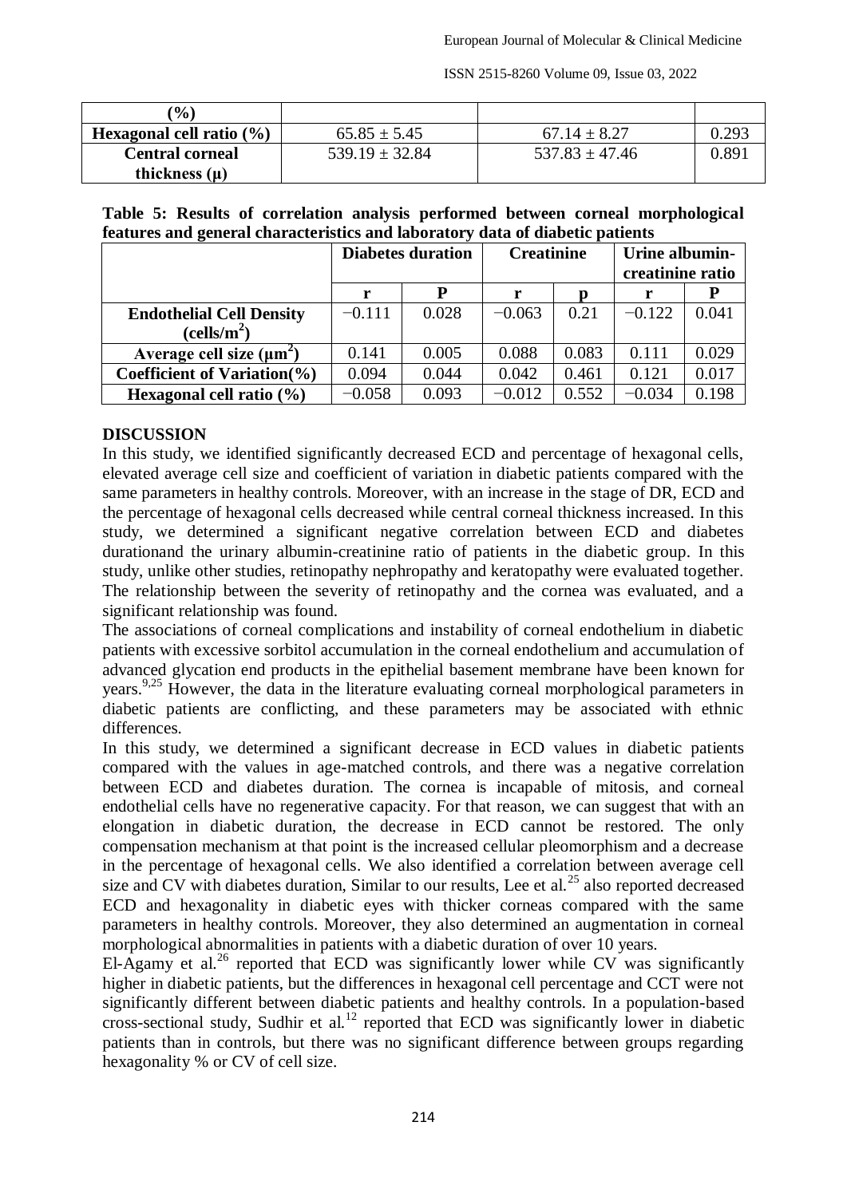| (%) | | | |
|---|---|---|---|
| **Hexagonal cell ratio (%)** | 65.85 ± 5.45 | 67.14 ± 8.27 | 0.293 |
| **Central corneal thickness (µ)** | 539.19 ± 32.84 | 537.83 ± 47.46 | 0.891 |

**Table 5: Results of correlation analysis performed between corneal morphological features and general characteristics and laboratory data of diabetic patients**

| | **Diabetes duration** | | **Creatinine** | | **Urine albumin-creatinine ratio** | |
|---|---|---|---|---|---|---|
| | **r** | **P** | **r** | **p** | **r** | **P** |
| **Endothelial Cell Density (cells/m$^2$)** | −0.111 | 0.028 | −0.063 | 0.21 | −0.122 | 0.041 |
| **Average cell size (µm$^2$)** | 0.141 | 0.005 | 0.088 | 0.083 | 0.111 | 0.029 |
| **Coefficient of Variation(%)** | 0.094 | 0.044 | 0.042 | 0.461 | 0.121 | 0.017 |
| **Hexagonal cell ratio (%)** | −0.058 | 0.093 | −0.012 | 0.552 | −0.034 | 0.198 |

## DISCUSSION

In this study, we identified significantly decreased ECD and percentage of hexagonal cells, elevated average cell size and coefficient of variation in diabetic patients compared with the same parameters in healthy controls. Moreover, with an increase in the stage of DR, ECD and the percentage of hexagonal cells decreased while central corneal thickness increased. In this study, we determined a significant negative correlation between ECD and diabetes durationand the urinary albumin-creatinine ratio of patients in the diabetic group. In this study, unlike other studies, retinopathy nephropathy and keratopathy were evaluated together. The relationship between the severity of retinopathy and the cornea was evaluated, and a significant relationship was found.

The associations of corneal complications and instability of corneal endothelium in diabetic patients with excessive sorbitol accumulation in the corneal endothelium and accumulation of advanced glycation end products in the epithelial basement membrane have been known for years.[9,25] However, the data in the literature evaluating corneal morphological parameters in diabetic patients are conflicting, and these parameters may be associated with ethnic differences.

In this study, we determined a significant decrease in ECD values in diabetic patients compared with the values in age-matched controls, and there was a negative correlation between ECD and diabetes duration. The cornea is incapable of mitosis, and corneal endothelial cells have no regenerative capacity. For that reason, we can suggest that with an elongation in diabetic duration, the decrease in ECD cannot be restored. The only compensation mechanism at that point is the increased cellular pleomorphism and a decrease in the percentage of hexagonal cells. We also identified a correlation between average cell size and CV with diabetes duration, Similar to our results, Lee et al.[25] also reported decreased ECD and hexagonality in diabetic eyes with thicker corneas compared with the same parameters in healthy controls. Moreover, they also determined an augmentation in corneal morphological abnormalities in patients with a diabetic duration of over 10 years.

El-Agamy et al.[26] reported that ECD was significantly lower while CV was significantly higher in diabetic patients, but the differences in hexagonal cell percentage and CCT were not significantly different between diabetic patients and healthy controls. In a population-based cross-sectional study, Sudhir et al.[12] reported that ECD was significantly lower in diabetic patients than in controls, but there was no significant difference between groups regarding hexagonality % or CV of cell size.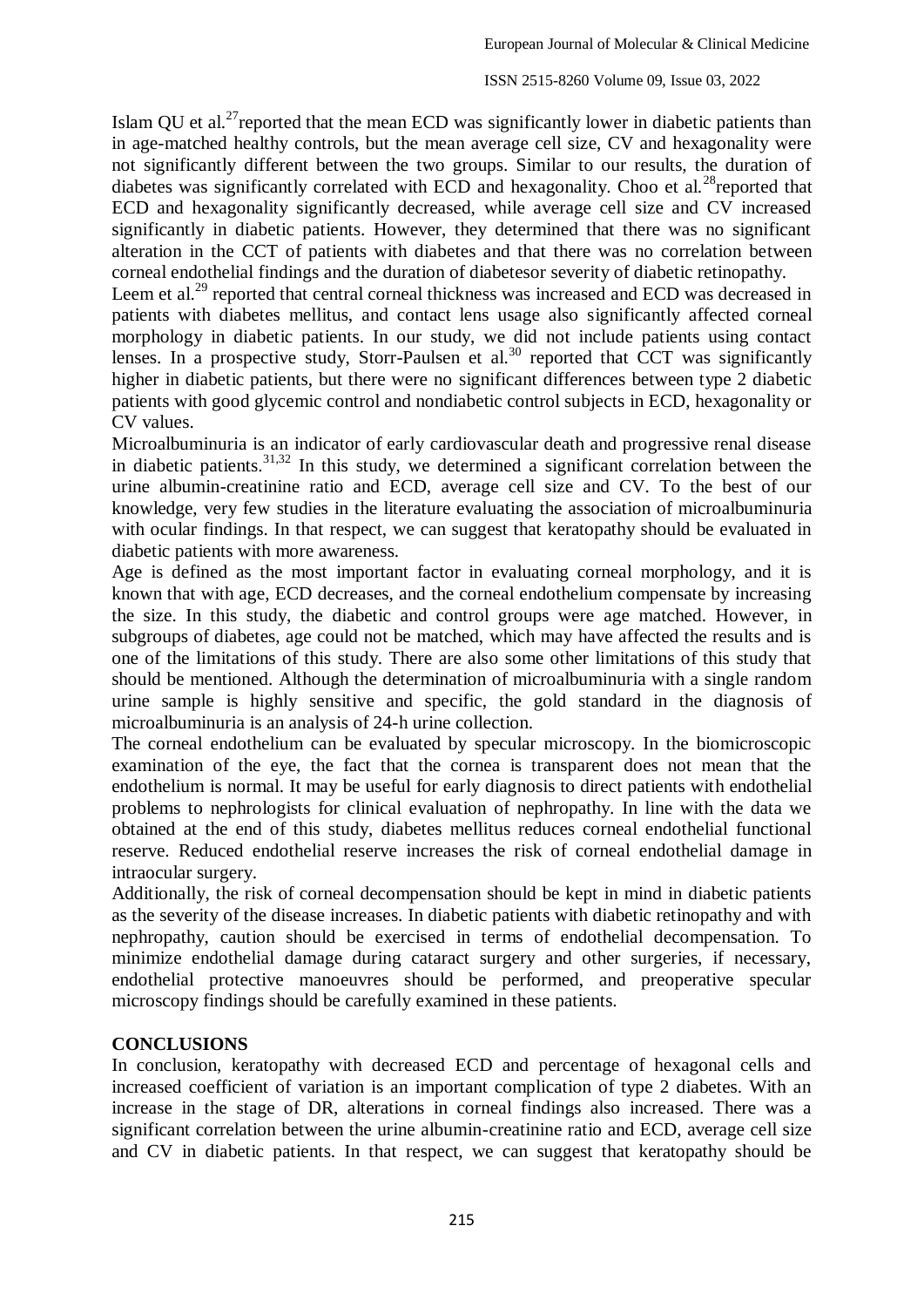Islam QU et al.[27]reported that the mean ECD was significantly lower in diabetic patients than in age-matched healthy controls, but the mean average cell size, CV and hexagonality were not significantly different between the two groups. Similar to our results, the duration of diabetes was significantly correlated with ECD and hexagonality. Choo et al.[28]reported that ECD and hexagonality significantly decreased, while average cell size and CV increased significantly in diabetic patients. However, they determined that there was no significant alteration in the CCT of patients with diabetes and that there was no correlation between corneal endothelial findings and the duration of diabetesor severity of diabetic retinopathy.

Leem et al.[29] reported that central corneal thickness was increased and ECD was decreased in patients with diabetes mellitus, and contact lens usage also significantly affected corneal morphology in diabetic patients. In our study, we did not include patients using contact lenses. In a prospective study, Storr-Paulsen et al.[30] reported that CCT was significantly higher in diabetic patients, but there were no significant differences between type 2 diabetic patients with good glycemic control and nondiabetic control subjects in ECD, hexagonality or CV values.

Microalbuminuria is an indicator of early cardiovascular death and progressive renal disease in diabetic patients.[31,32] In this study, we determined a significant correlation between the urine albumin-creatinine ratio and ECD, average cell size and CV. To the best of our knowledge, very few studies in the literature evaluating the association of microalbuminuria with ocular findings. In that respect, we can suggest that keratopathy should be evaluated in diabetic patients with more awareness.

Age is defined as the most important factor in evaluating corneal morphology, and it is known that with age, ECD decreases, and the corneal endothelium compensate by increasing the size. In this study, the diabetic and control groups were age matched. However, in subgroups of diabetes, age could not be matched, which may have affected the results and is one of the limitations of this study. There are also some other limitations of this study that should be mentioned. Although the determination of microalbuminuria with a single random urine sample is highly sensitive and specific, the gold standard in the diagnosis of microalbuminuria is an analysis of 24-h urine collection.

The corneal endothelium can be evaluated by specular microscopy. In the biomicroscopic examination of the eye, the fact that the cornea is transparent does not mean that the endothelium is normal. It may be useful for early diagnosis to direct patients with endothelial problems to nephrologists for clinical evaluation of nephropathy. In line with the data we obtained at the end of this study, diabetes mellitus reduces corneal endothelial functional reserve. Reduced endothelial reserve increases the risk of corneal endothelial damage in intraocular surgery.

Additionally, the risk of corneal decompensation should be kept in mind in diabetic patients as the severity of the disease increases. In diabetic patients with diabetic retinopathy and with nephropathy, caution should be exercised in terms of endothelial decompensation. To minimize endothelial damage during cataract surgery and other surgeries, if necessary, endothelial protective manoeuvres should be performed, and preoperative specular microscopy findings should be carefully examined in these patients.

## CONCLUSIONS

In conclusion, keratopathy with decreased ECD and percentage of hexagonal cells and increased coefficient of variation is an important complication of type 2 diabetes. With an increase in the stage of DR, alterations in corneal findings also increased. There was a significant correlation between the urine albumin-creatinine ratio and ECD, average cell size and CV in diabetic patients. In that respect, we can suggest that keratopathy should be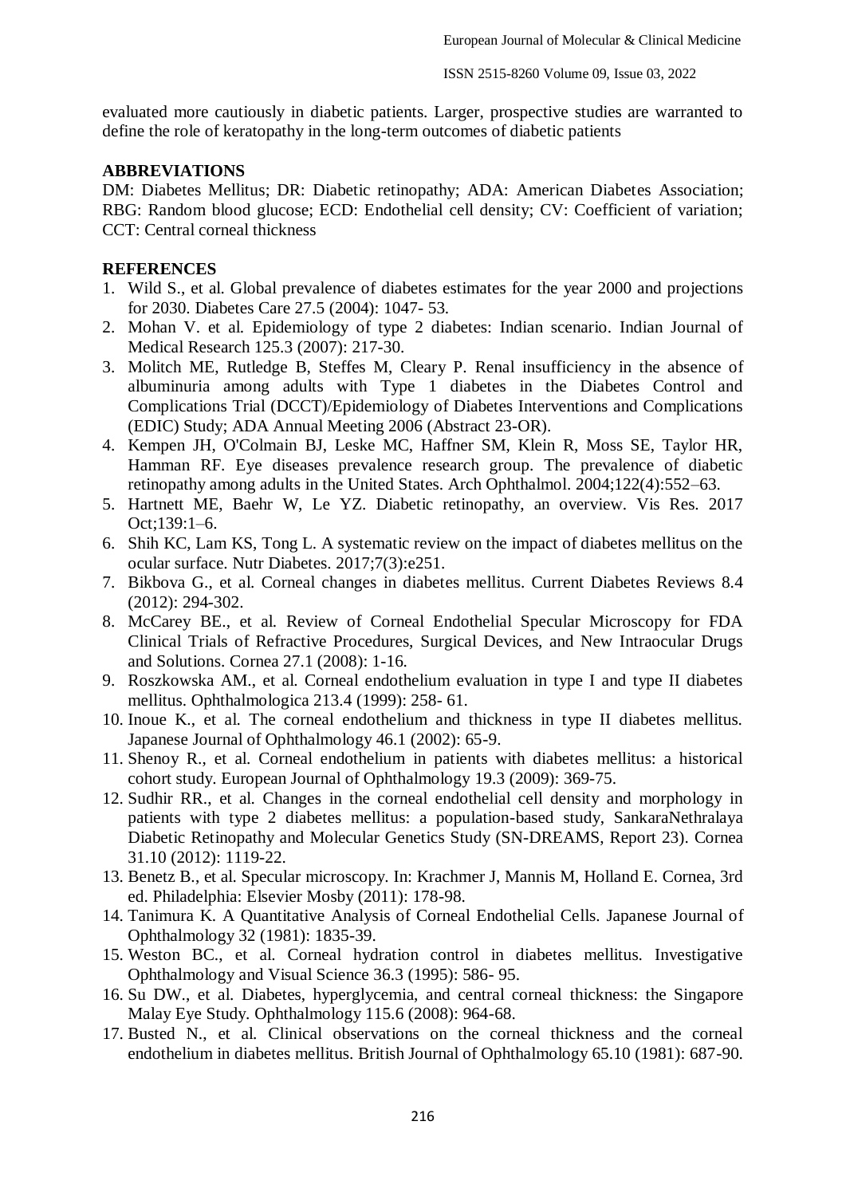evaluated more cautiously in diabetic patients. Larger, prospective studies are warranted to define the role of keratopathy in the long-term outcomes of diabetic patients

## ABBREVIATIONS

DM: Diabetes Mellitus; DR: Diabetic retinopathy; ADA: American Diabetes Association; RBG: Random blood glucose; ECD: Endothelial cell density; CV: Coefficient of variation; CCT: Central corneal thickness

## REFERENCES

1. Wild S., et al. Global prevalence of diabetes estimates for the year 2000 and projections for 2030. Diabetes Care 27.5 (2004): 1047- 53.
2. Mohan V. et al. Epidemiology of type 2 diabetes: Indian scenario. Indian Journal of Medical Research 125.3 (2007): 217-30.
3. Molitch ME, Rutledge B, Steffes M, Cleary P. Renal insufficiency in the absence of albuminuria among adults with Type 1 diabetes in the Diabetes Control and Complications Trial (DCCT)/Epidemiology of Diabetes Interventions and Complications (EDIC) Study; ADA Annual Meeting 2006 (Abstract 23-OR).
4. Kempen JH, O'Colmain BJ, Leske MC, Haffner SM, Klein R, Moss SE, Taylor HR, Hamman RF. Eye diseases prevalence research group. The prevalence of diabetic retinopathy among adults in the United States. Arch Ophthalmol. 2004;122(4):552–63.
5. Hartnett ME, Baehr W, Le YZ. Diabetic retinopathy, an overview. Vis Res. 2017 Oct;139:1–6.
6. Shih KC, Lam KS, Tong L. A systematic review on the impact of diabetes mellitus on the ocular surface. Nutr Diabetes. 2017;7(3):e251.
7. Bikbova G., et al. Corneal changes in diabetes mellitus. Current Diabetes Reviews 8.4 (2012): 294-302.
8. McCarey BE., et al. Review of Corneal Endothelial Specular Microscopy for FDA Clinical Trials of Refractive Procedures, Surgical Devices, and New Intraocular Drugs and Solutions. Cornea 27.1 (2008): 1-16.
9. Roszkowska AM., et al. Corneal endothelium evaluation in type I and type II diabetes mellitus. Ophthalmologica 213.4 (1999): 258- 61.
10. Inoue K., et al. The corneal endothelium and thickness in type II diabetes mellitus. Japanese Journal of Ophthalmology 46.1 (2002): 65-9.
11. Shenoy R., et al. Corneal endothelium in patients with diabetes mellitus: a historical cohort study. European Journal of Ophthalmology 19.3 (2009): 369-75.
12. Sudhir RR., et al. Changes in the corneal endothelial cell density and morphology in patients with type 2 diabetes mellitus: a population-based study, SankaraNethralaya Diabetic Retinopathy and Molecular Genetics Study (SN-DREAMS, Report 23). Cornea 31.10 (2012): 1119-22.
13. Benetz B., et al. Specular microscopy. In: Krachmer J, Mannis M, Holland E. Cornea, 3rd ed. Philadelphia: Elsevier Mosby (2011): 178-98.
14. Tanimura K. A Quantitative Analysis of Corneal Endothelial Cells. Japanese Journal of Ophthalmology 32 (1981): 1835-39.
15. Weston BC., et al. Corneal hydration control in diabetes mellitus. Investigative Ophthalmology and Visual Science 36.3 (1995): 586- 95.
16. Su DW., et al. Diabetes, hyperglycemia, and central corneal thickness: the Singapore Malay Eye Study. Ophthalmology 115.6 (2008): 964-68.
17. Busted N., et al. Clinical observations on the corneal thickness and the corneal endothelium in diabetes mellitus. British Journal of Ophthalmology 65.10 (1981): 687-90.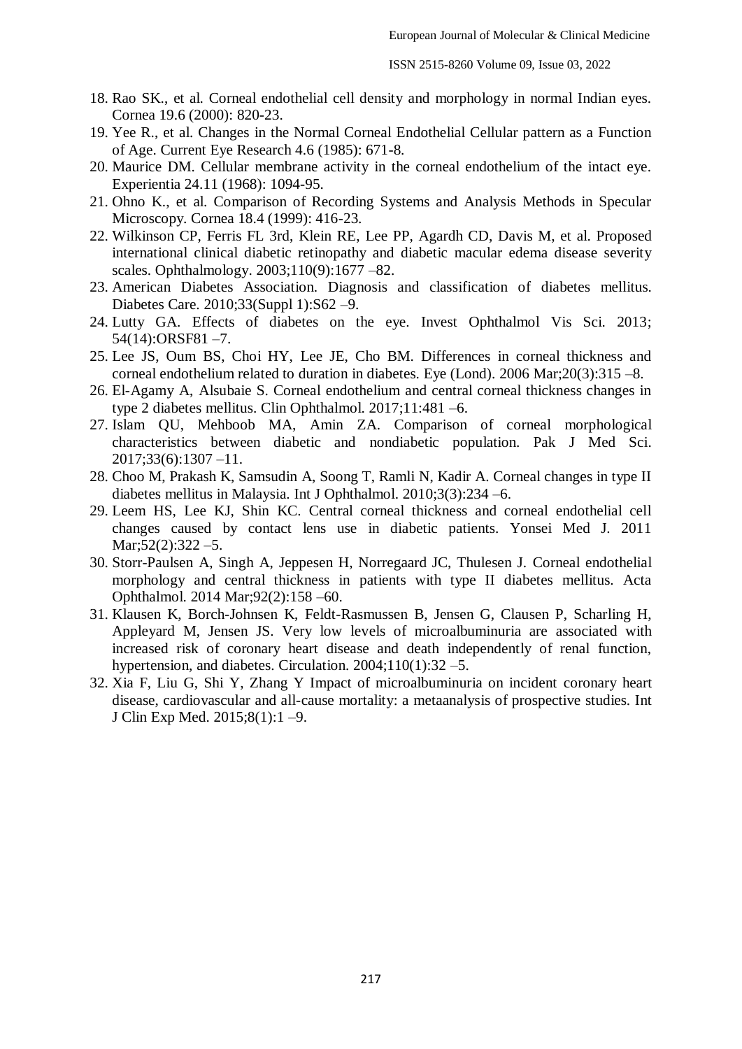18. Rao SK., et al. Corneal endothelial cell density and morphology in normal Indian eyes. Cornea 19.6 (2000): 820-23.
19. Yee R., et al. Changes in the Normal Corneal Endothelial Cellular pattern as a Function of Age. Current Eye Research 4.6 (1985): 671-8.
20. Maurice DM. Cellular membrane activity in the corneal endothelium of the intact eye. Experientia 24.11 (1968): 1094-95.
21. Ohno K., et al. Comparison of Recording Systems and Analysis Methods in Specular Microscopy. Cornea 18.4 (1999): 416-23.
22. Wilkinson CP, Ferris FL 3rd, Klein RE, Lee PP, Agardh CD, Davis M, et al. Proposed international clinical diabetic retinopathy and diabetic macular edema disease severity scales. Ophthalmology. 2003;110(9):1677 –82.
23. American Diabetes Association. Diagnosis and classification of diabetes mellitus. Diabetes Care. 2010;33(Suppl 1):S62 –9.
24. Lutty GA. Effects of diabetes on the eye. Invest Ophthalmol Vis Sci. 2013; 54(14):ORSF81 –7.
25. Lee JS, Oum BS, Choi HY, Lee JE, Cho BM. Differences in corneal thickness and corneal endothelium related to duration in diabetes. Eye (Lond). 2006 Mar;20(3):315 –8.
26. El-Agamy A, Alsubaie S. Corneal endothelium and central corneal thickness changes in type 2 diabetes mellitus. Clin Ophthalmol. 2017;11:481 –6.
27. Islam QU, Mehboob MA, Amin ZA. Comparison of corneal morphological characteristics between diabetic and nondiabetic population. Pak J Med Sci. 2017;33(6):1307 –11.
28. Choo M, Prakash K, Samsudin A, Soong T, Ramli N, Kadir A. Corneal changes in type II diabetes mellitus in Malaysia. Int J Ophthalmol. 2010;3(3):234 –6.
29. Leem HS, Lee KJ, Shin KC. Central corneal thickness and corneal endothelial cell changes caused by contact lens use in diabetic patients. Yonsei Med J. 2011 Mar;52(2):322 –5.
30. Storr-Paulsen A, Singh A, Jeppesen H, Norregaard JC, Thulesen J. Corneal endothelial morphology and central thickness in patients with type II diabetes mellitus. Acta Ophthalmol. 2014 Mar;92(2):158 –60.
31. Klausen K, Borch-Johnsen K, Feldt-Rasmussen B, Jensen G, Clausen P, Scharling H, Appleyard M, Jensen JS. Very low levels of microalbuminuria are associated with increased risk of coronary heart disease and death independently of renal function, hypertension, and diabetes. Circulation. 2004;110(1):32 –5.
32. Xia F, Liu G, Shi Y, Zhang Y Impact of microalbuminuria on incident coronary heart disease, cardiovascular and all-cause mortality: a metaanalysis of prospective studies. Int J Clin Exp Med. 2015;8(1):1 –9.